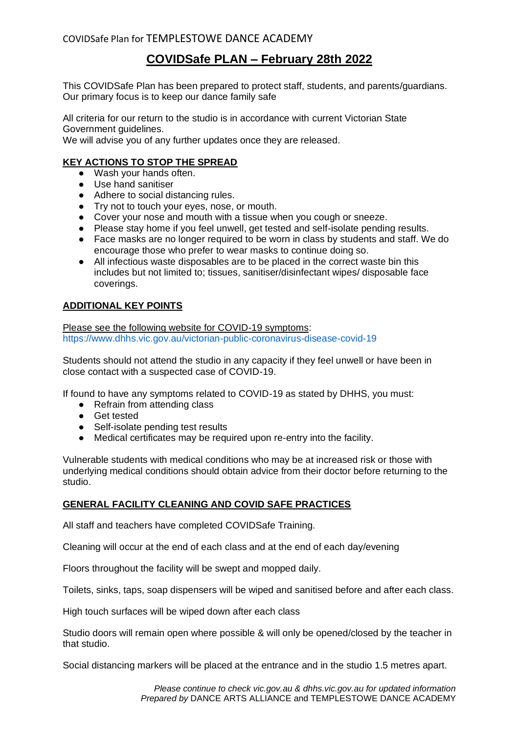# COVIDSafe PLAN – February 28th 2022

This COVIDSafe Plan has been prepared to protect staff, students, and parents/guardians. Our primary focus is to keep our dance family safe

All criteria for our return to the studio is in accordance with current Victorian State Government guidelines.
We will advise you of any further updates once they are released.

## KEY ACTIONS TO STOP THE SPREAD

- Wash your hands often.
- Use hand sanitiser
- Adhere to social distancing rules.
- Try not to touch your eyes, nose, or mouth.
- Cover your nose and mouth with a tissue when you cough or sneeze.
- Please stay home if you feel unwell, get tested and self-isolate pending results.
- Face masks are no longer required to be worn in class by students and staff. We do encourage those who prefer to wear masks to continue doing so.
- All infectious waste disposables are to be placed in the correct waste bin this includes but not limited to; tissues, sanitiser/disinfectant wipes/ disposable face coverings.

## ADDITIONAL KEY POINTS

Please see the following website for COVID-19 symptoms:
https://www.dhhs.vic.gov.au/victorian-public-coronavirus-disease-covid-19

Students should not attend the studio in any capacity if they feel unwell or have been in close contact with a suspected case of COVID-19.

If found to have any symptoms related to COVID-19 as stated by DHHS, you must:

- Refrain from attending class
- Get tested
- Self-isolate pending test results
- Medical certificates may be required upon re-entry into the facility.

Vulnerable students with medical conditions who may be at increased risk or those with underlying medical conditions should obtain advice from their doctor before returning to the studio.

## GENERAL FACILITY CLEANING AND COVID SAFE PRACTICES

All staff and teachers have completed COVIDSafe Training.

Cleaning will occur at the end of each class and at the end of each day/evening

Floors throughout the facility will be swept and mopped daily.

Toilets, sinks, taps, soap dispensers will be wiped and sanitised before and after each class.

High touch surfaces will be wiped down after each class

Studio doors will remain open where possible & will only be opened/closed by the teacher in that studio.

Social distancing markers will be placed at the entrance and in the studio 1.5 metres apart.

*Please continue to check vic.gov.au & dhhs.vic.gov.au for updated information*
*Prepared by* DANCE ARTS ALLIANCE and TEMPLESTOWE DANCE ACADEMY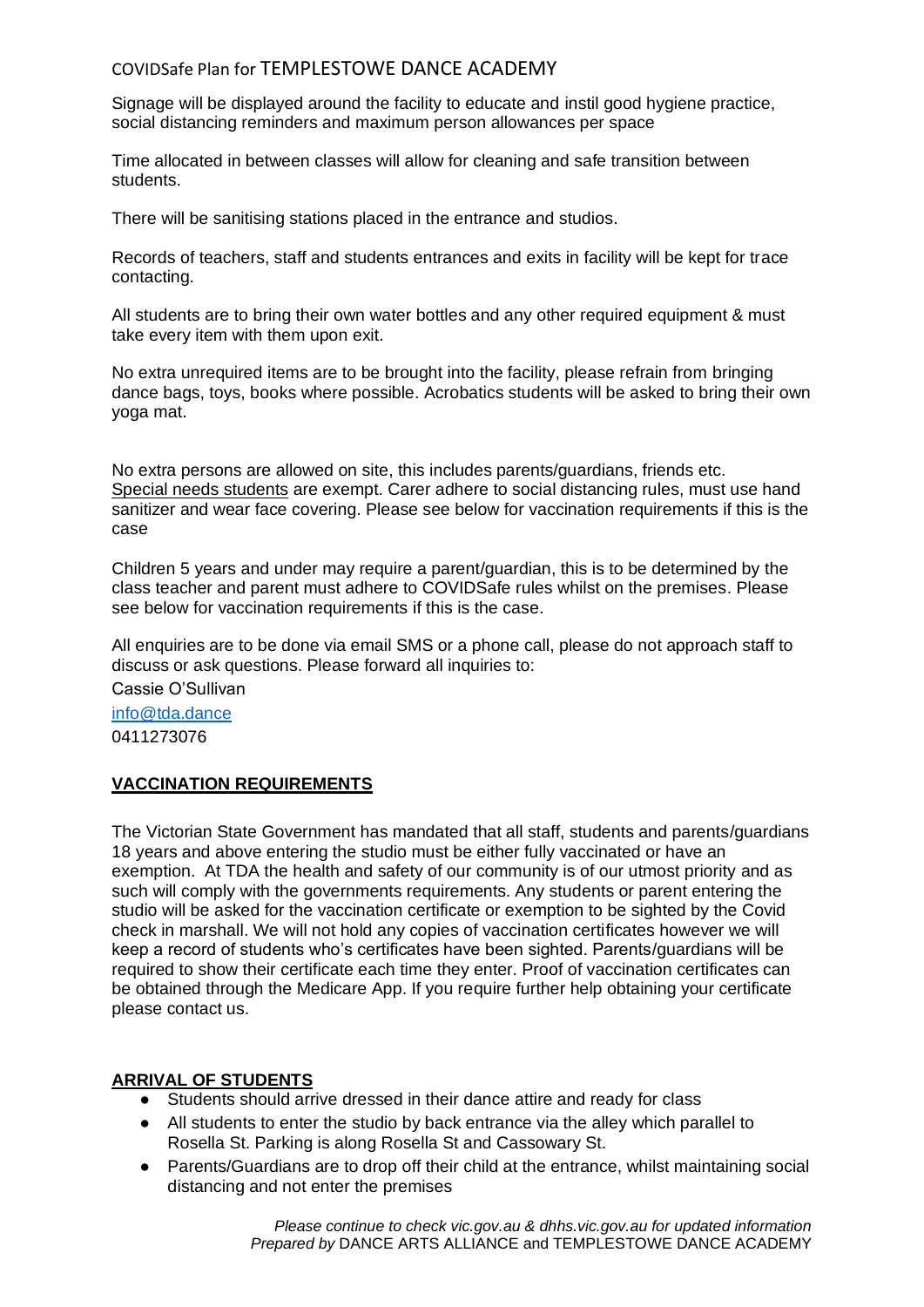Signage will be displayed around the facility to educate and instil good hygiene practice, social distancing reminders and maximum person allowances per space

Time allocated in between classes will allow for cleaning and safe transition between students.

There will be sanitising stations placed in the entrance and studios.

Records of teachers, staff and students entrances and exits in facility will be kept for trace contacting.

All students are to bring their own water bottles and any other required equipment & must take every item with them upon exit.

No extra unrequired items are to be brought into the facility, please refrain from bringing dance bags, toys, books where possible. Acrobatics students will be asked to bring their own yoga mat.

No extra persons are allowed on site, this includes parents/guardians, friends etc. Special needs students are exempt. Carer adhere to social distancing rules, must use hand sanitizer and wear face covering. Please see below for vaccination requirements if this is the case

Children 5 years and under may require a parent/guardian, this is to be determined by the class teacher and parent must adhere to COVIDSafe rules whilst on the premises. Please see below for vaccination requirements if this is the case.

All enquiries are to be done via email SMS or a phone call, please do not approach staff to discuss or ask questions. Please forward all inquiries to:

Cassie O'Sullivan

info@tda.dance

0411273076

## VACCINATION REQUIREMENTS

The Victorian State Government has mandated that all staff, students and parents/guardians 18 years and above entering the studio must be either fully vaccinated or have an exemption. At TDA the health and safety of our community is of our utmost priority and as such will comply with the governments requirements. Any students or parent entering the studio will be asked for the vaccination certificate or exemption to be sighted by the Covid check in marshall. We will not hold any copies of vaccination certificates however we will keep a record of students who's certificates have been sighted. Parents/guardians will be required to show their certificate each time they enter. Proof of vaccination certificates can be obtained through the Medicare App. If you require further help obtaining your certificate please contact us.

## ARRIVAL OF STUDENTS

- Students should arrive dressed in their dance attire and ready for class
- All students to enter the studio by back entrance via the alley which parallel to Rosella St. Parking is along Rosella St and Cassowary St.
- Parents/Guardians are to drop off their child at the entrance, whilst maintaining social distancing and not enter the premises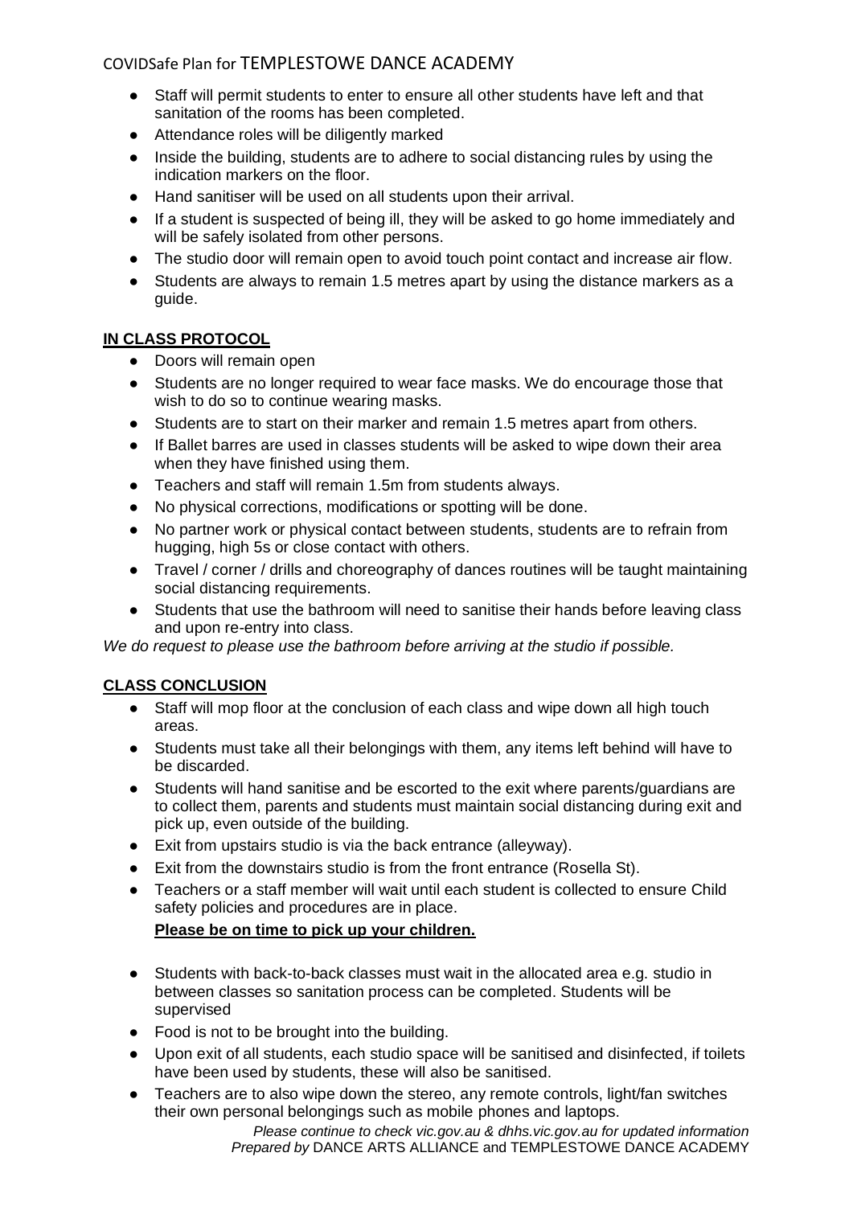- Staff will permit students to enter to ensure all other students have left and that sanitation of the rooms has been completed.
- Attendance roles will be diligently marked
- Inside the building, students are to adhere to social distancing rules by using the indication markers on the floor.
- Hand sanitiser will be used on all students upon their arrival.
- If a student is suspected of being ill, they will be asked to go home immediately and will be safely isolated from other persons.
- The studio door will remain open to avoid touch point contact and increase air flow.
- Students are always to remain 1.5 metres apart by using the distance markers as a guide.

**IN CLASS PROTOCOL**

- Doors will remain open
- Students are no longer required to wear face masks. We do encourage those that wish to do so to continue wearing masks.
- Students are to start on their marker and remain 1.5 metres apart from others.
- If Ballet barres are used in classes students will be asked to wipe down their area when they have finished using them.
- Teachers and staff will remain 1.5m from students always.
- No physical corrections, modifications or spotting will be done.
- No partner work or physical contact between students, students are to refrain from hugging, high 5s or close contact with others.
- Travel / corner / drills and choreography of dances routines will be taught maintaining social distancing requirements.
- Students that use the bathroom will need to sanitise their hands before leaving class and upon re-entry into class.

*We do request to please use the bathroom before arriving at the studio if possible.*

**CLASS CONCLUSION**

- Staff will mop floor at the conclusion of each class and wipe down all high touch areas.
- Students must take all their belongings with them, any items left behind will have to be discarded.
- Students will hand sanitise and be escorted to the exit where parents/guardians are to collect them, parents and students must maintain social distancing during exit and pick up, even outside of the building.
- Exit from upstairs studio is via the back entrance (alleyway).
- Exit from the downstairs studio is from the front entrance (Rosella St).
- Teachers or a staff member will wait until each student is collected to ensure Child safety policies and procedures are in place.

  **Please be on time to pick up your children.**

- Students with back-to-back classes must wait in the allocated area e.g. studio in between classes so sanitation process can be completed. Students will be supervised
- Food is not to be brought into the building.
- Upon exit of all students, each studio space will be sanitised and disinfected, if toilets have been used by students, these will also be sanitised.
- Teachers are to also wipe down the stereo, any remote controls, light/fan switches their own personal belongings such as mobile phones and laptops.

*Please continue to check vic.gov.au & dhhs.vic.gov.au for updated information*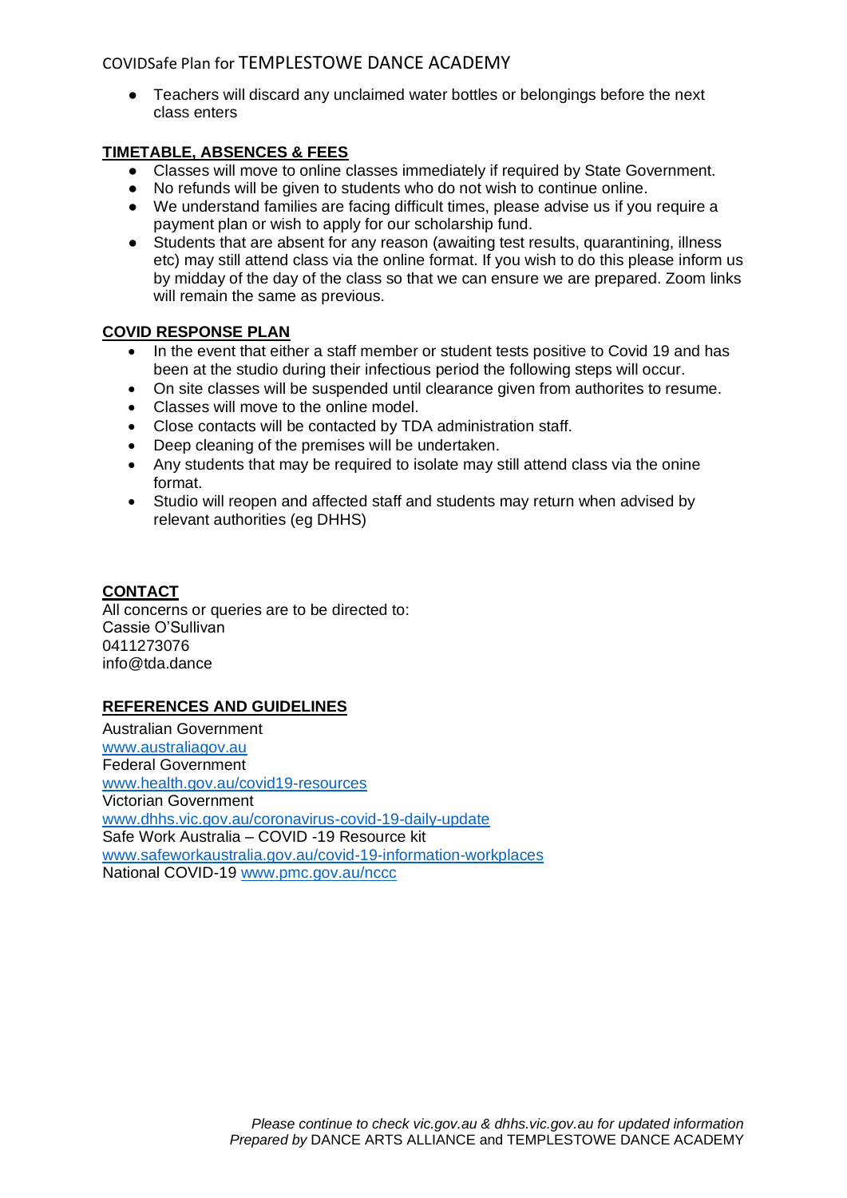- Teachers will discard any unclaimed water bottles or belongings before the next class enters

## TIMETABLE, ABSENCES & FEES

- Classes will move to online classes immediately if required by State Government.
- No refunds will be given to students who do not wish to continue online.
- We understand families are facing difficult times, please advise us if you require a payment plan or wish to apply for our scholarship fund.
- Students that are absent for any reason (awaiting test results, quarantining, illness etc) may still attend class via the online format. If you wish to do this please inform us by midday of the day of the class so that we can ensure we are prepared. Zoom links will remain the same as previous.

## COVID RESPONSE PLAN

- In the event that either a staff member or student tests positive to Covid 19 and has been at the studio during their infectious period the following steps will occur.
- On site classes will be suspended until clearance given from authorites to resume.
- Classes will move to the online model.
- Close contacts will be contacted by TDA administration staff.
- Deep cleaning of the premises will be undertaken.
- Any students that may be required to isolate may still attend class via the onine format.
- Studio will reopen and affected staff and students may return when advised by relevant authorities (eg DHHS)

## CONTACT

All concerns or queries are to be directed to:
Cassie O'Sullivan
0411273076
info@tda.dance

## REFERENCES AND GUIDELINES

Australian Government
www.australiagov.au
Federal Government
www.health.gov.au/covid19-resources
Victorian Government
www.dhhs.vic.gov.au/coronavirus-covid-19-daily-update
Safe Work Australia – COVID -19 Resource kit
www.safeworkaustralia.gov.au/covid-19-information-workplaces
National COVID-19 www.pmc.gov.au/nccc